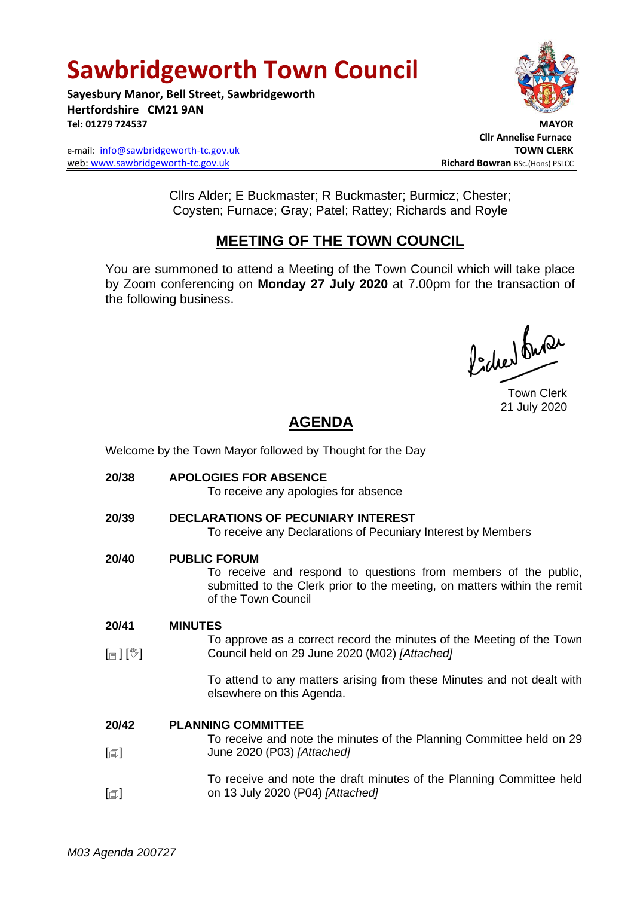# Sawbridgeworth Town Council

**Sayesbury Manor, Bell Street, Sawbridgeworth**
**Hertfordshire CM21 9AN**
**Tel: 01279 724537**

e-mail: info@sawbridgeworth-tc.gov.uk
web: www.sawbridgeworth-tc.gov.uk

**MAYOR**
**Cllr Annelise Furnace**
**TOWN CLERK**
**Richard Bowran** BSc.(Hons) PSLCC

Cllrs Alder; E Buckmaster; R Buckmaster; Burmicz; Chester; Coysten; Furnace; Gray; Patel; Rattey; Richards and Royle

## MEETING OF THE TOWN COUNCIL

You are summoned to attend a Meeting of the Town Council which will take place by Zoom conferencing on **Monday 27 July 2020** at 7.00pm for the transaction of the following business.

Town Clerk
21 July 2020

## AGENDA

Welcome by the Town Mayor followed by Thought for the Day

**20/38 APOLOGIES FOR ABSENCE**
To receive any apologies for absence

**20/39 DECLARATIONS OF PECUNIARY INTEREST**
To receive any Declarations of Pecuniary Interest by Members

**20/40 PUBLIC FORUM**
To receive and respond to questions from members of the public, submitted to the Clerk prior to the meeting, on matters within the remit of the Town Council

**20/41 MINUTES**
[▤] [✋] To approve as a correct record the minutes of the Meeting of the Town Council held on 29 June 2020 (M02) *[Attached]*

To attend to any matters arising from these Minutes and not dealt with elsewhere on this Agenda.

**20/42 PLANNING COMMITTEE**
[▤] To receive and note the minutes of the Planning Committee held on 29 June 2020 (P03) *[Attached]*

[▤] To receive and note the draft minutes of the Planning Committee held on 13 July 2020 (P04) *[Attached]*

*M03 Agenda 200727*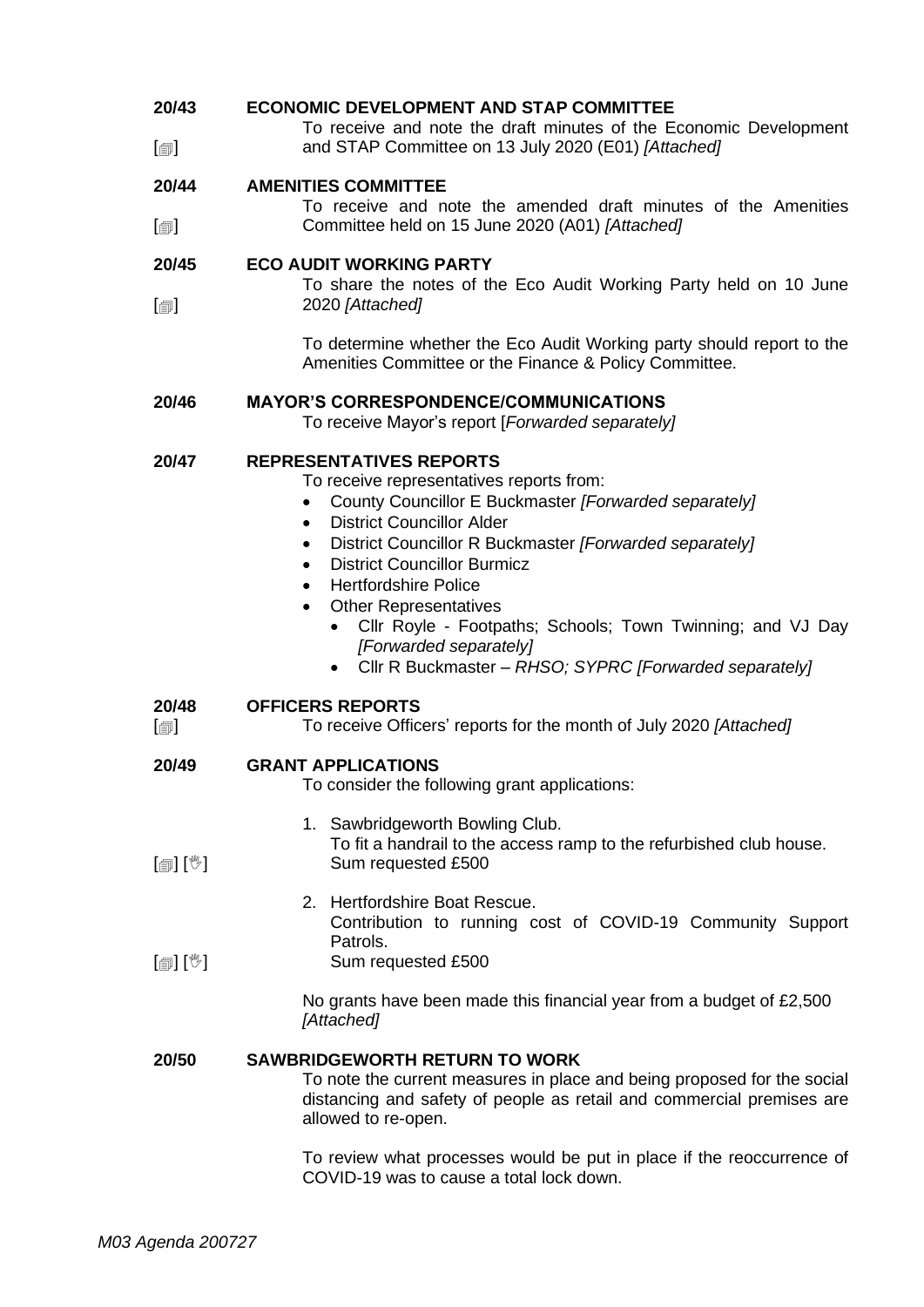**20/43 ECONOMIC DEVELOPMENT AND STAP COMMITTEE**

[🗐] To receive and note the draft minutes of the Economic Development and STAP Committee on 13 July 2020 (E01) *[Attached]*

**20/44 AMENITIES COMMITTEE**

[🗐] To receive and note the amended draft minutes of the Amenities Committee held on 15 June 2020 (A01) *[Attached]*

**20/45 ECO AUDIT WORKING PARTY**

[🗐] To share the notes of the Eco Audit Working Party held on 10 June 2020 *[Attached]*

To determine whether the Eco Audit Working party should report to the Amenities Committee or the Finance & Policy Committee.

**20/46 MAYOR'S CORRESPONDENCE/COMMUNICATIONS**

To receive Mayor's report [*Forwarded separately]*

**20/47 REPRESENTATIVES REPORTS**

To receive representatives reports from:

- County Councillor E Buckmaster *[Forwarded separately]*
- District Councillor Alder
- District Councillor R Buckmaster *[Forwarded separately]*
- District Councillor Burmicz
- Hertfordshire Police
- Other Representatives
  - Cllr Royle - Footpaths; Schools; Town Twinning; and VJ Day *[Forwarded separately]*
  - Cllr R Buckmaster – *RHSO; SYPRC [Forwarded separately]*

**20/48 OFFICERS REPORTS**

[🗐] To receive Officers' reports for the month of July 2020 *[Attached]*

**20/49 GRANT APPLICATIONS**

To consider the following grant applications:

1. Sawbridgeworth Bowling Club.
   To fit a handrail to the access ramp to the refurbished club house.
   [🗐] [✋] Sum requested £500
2. Hertfordshire Boat Rescue.
   Contribution to running cost of COVID-19 Community Support Patrols.
   [🗐] [✋] Sum requested £500

No grants have been made this financial year from a budget of £2,500 *[Attached]*

**20/50 SAWBRIDGEWORTH RETURN TO WORK**

To note the current measures in place and being proposed for the social distancing and safety of people as retail and commercial premises are allowed to re-open.

To review what processes would be put in place if the reoccurrence of COVID-19 was to cause a total lock down.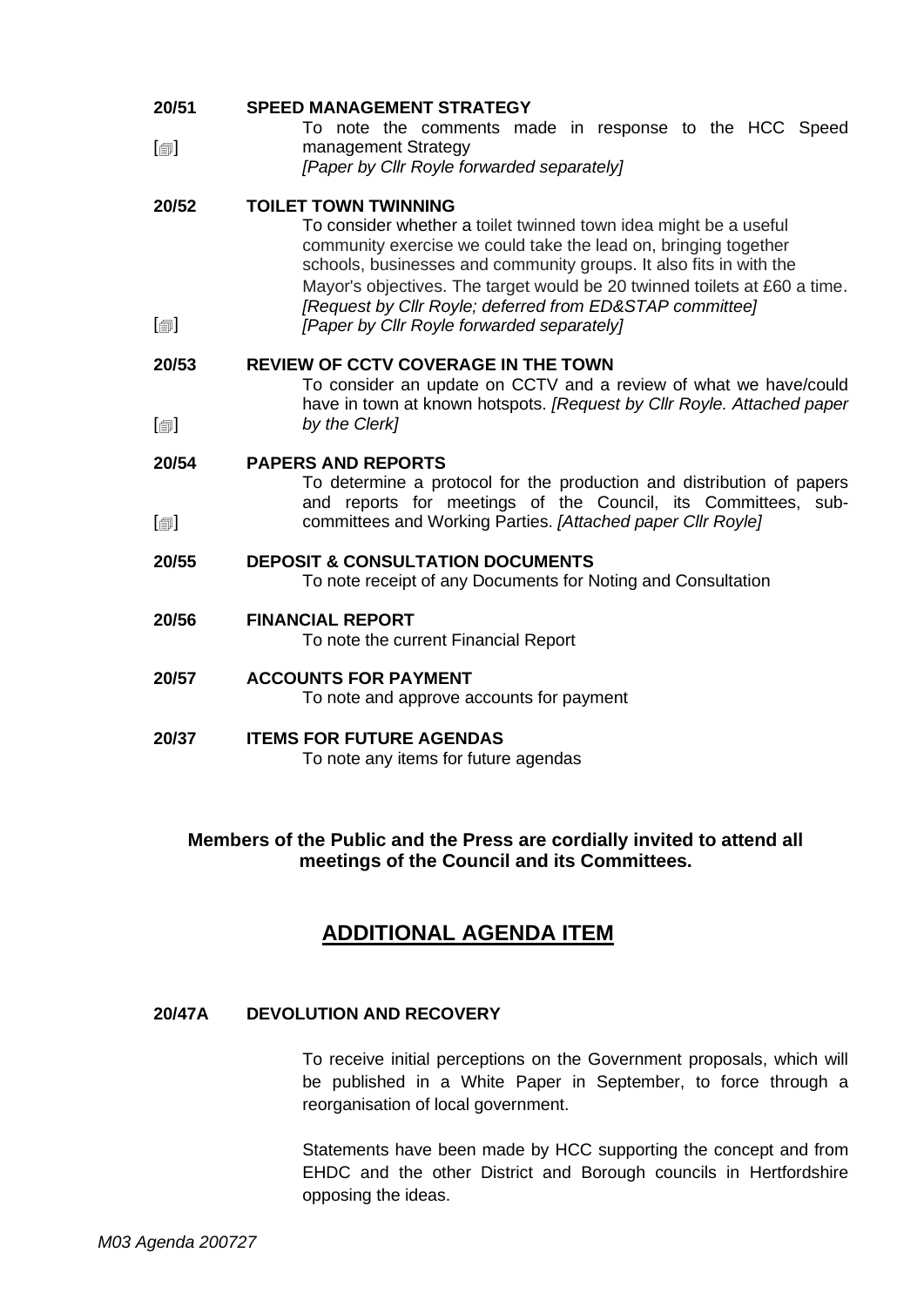**20/51 SPEED MANAGEMENT STRATEGY**

[🗐] To note the comments made in response to the HCC Speed management Strategy
*[Paper by Cllr Royle forwarded separately]*

**20/52 TOILET TOWN TWINNING**

To consider whether a toilet twinned town idea might be a useful community exercise we could take the lead on, bringing together schools, businesses and community groups. It also fits in with the Mayor's objectives. The target would be 20 twinned toilets at £60 a time.
*[Request by Cllr Royle; deferred from ED&STAP committee]*
[🗐] *[Paper by Cllr Royle forwarded separately]*

**20/53 REVIEW OF CCTV COVERAGE IN THE TOWN**

[🗐] To consider an update on CCTV and a review of what we have/could have in town at known hotspots. *[Request by Cllr Royle. Attached paper by the Clerk]*

**20/54 PAPERS AND REPORTS**

[🗐] To determine a protocol for the production and distribution of papers and reports for meetings of the Council, its Committees, sub-committees and Working Parties. *[Attached paper Cllr Royle]*

**20/55 DEPOSIT & CONSULTATION DOCUMENTS**

To note receipt of any Documents for Noting and Consultation

**20/56 FINANCIAL REPORT**

To note the current Financial Report

**20/57 ACCOUNTS FOR PAYMENT**

To note and approve accounts for payment

**20/37 ITEMS FOR FUTURE AGENDAS**

To note any items for future agendas

**Members of the Public and the Press are cordially invited to attend all meetings of the Council and its Committees.**

## ADDITIONAL AGENDA ITEM

**20/47A DEVOLUTION AND RECOVERY**

To receive initial perceptions on the Government proposals, which will be published in a White Paper in September, to force through a reorganisation of local government.

Statements have been made by HCC supporting the concept and from EHDC and the other District and Borough councils in Hertfordshire opposing the ideas.

*M03 Agenda 200727*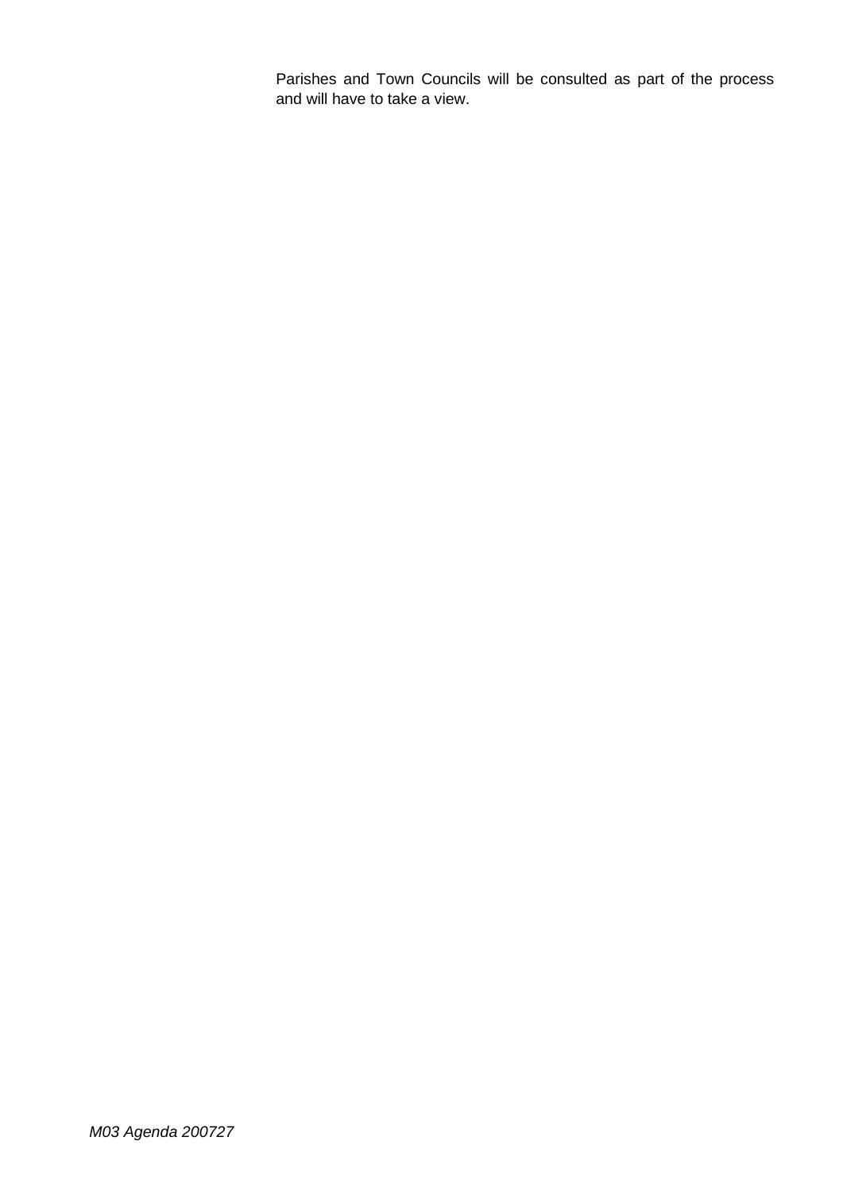Parishes and Town Councils will be consulted as part of the process and will have to take a view.